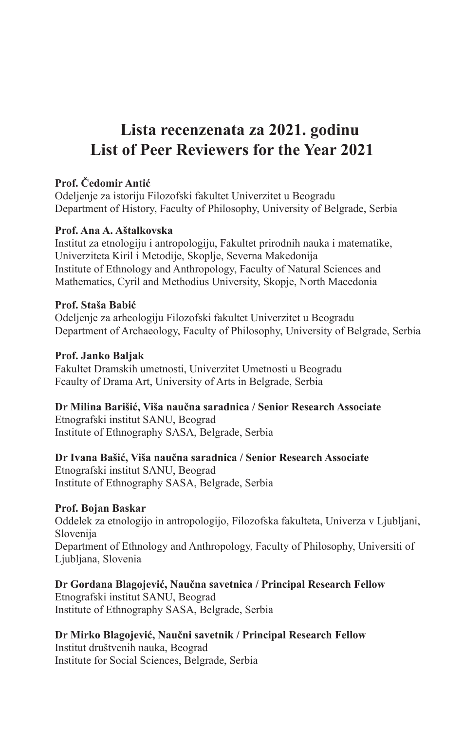# Lista recenzenata za 2021. godinu
# List of Peer Reviewers for the Year 2021

**Prof. Čedomir Antić**
Odeljenje za istoriju Filozofski fakultet Univerzitet u Beogradu
Department of History, Faculty of Philosophy, University of Belgrade, Serbia

**Prof. Ana A. Aštalkovska**
Institut za etnologiju i antropologiju, Fakultet prirodnih nauka i matematike, Univerziteta Kiril i Metodije, Skoplje, Severna Makedonija
Institute of Ethnology and Anthropology, Faculty of Natural Sciences and Mathematics, Cyril and Methodius University, Skopje, North Macedonia

**Prof. Staša Babić**
Odeljenje za arheologiju Filozofski fakultet Univerzitet u Beogradu
Department of Archaeology, Faculty of Philosophy, University of Belgrade, Serbia

**Prof. Janko Baljak**
Fakultet Dramskih umetnosti, Univerzitet Umetnosti u Beogradu
Fcaulty of Drama Art, University of Arts in Belgrade, Serbia

**Dr Milina Barišić, Viša naučna saradnica / Senior Research Associate**
Etnografski institut SANU, Beograd
Institute of Ethnography SASA, Belgrade, Serbia

**Dr Ivana Bašić, Viša naučna saradnica / Senior Research Associate**
Etnografski institut SANU, Beograd
Institute of Ethnography SASA, Belgrade, Serbia

**Prof. Bojan Baskar**
Oddelek za etnologijo in antropologijo, Filozofska fakulteta, Univerza v Ljubljani, Slovenija
Department of Ethnology and Anthropology, Faculty of Philosophy, Universiti of Ljubljana, Slovenia

**Dr Gordana Blagojević, Naučna savetnica / Principal Research Fellow**
Etnografski institut SANU, Beograd
Institute of Ethnography SASA, Belgrade, Serbia

**Dr Mirko Blagojević, Naučni savetnik / Principal Research Fellow**
Institut društvenih nauka, Beograd
Institute for Social Sciences, Belgrade, Serbia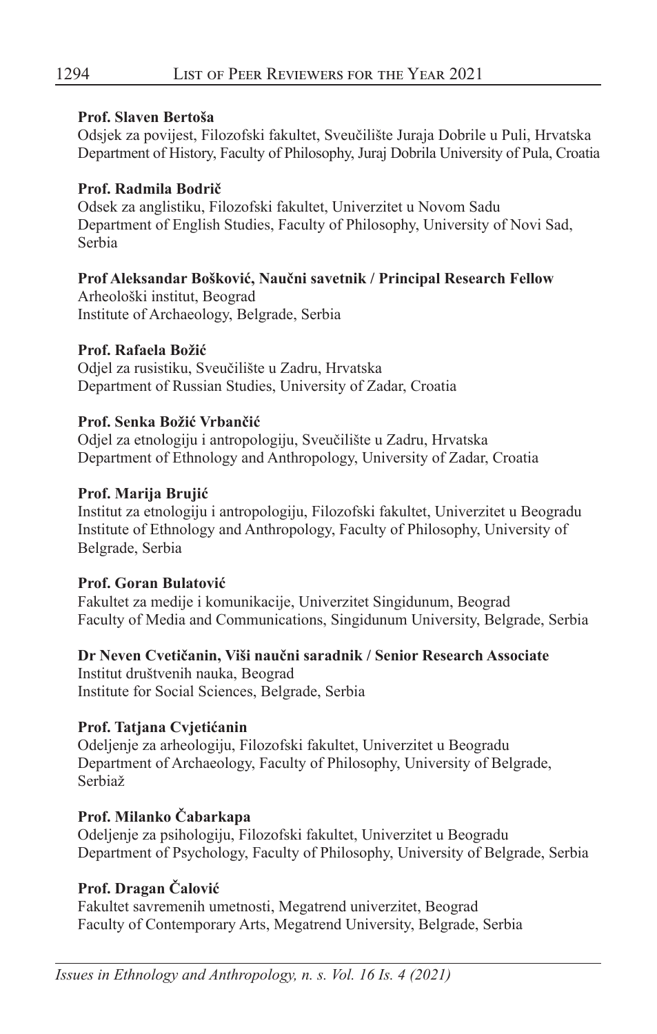**Prof. Slaven Bertoša**
Odsjek za povijest, Filozofski fakultet, Sveučilište Juraja Dobrile u Puli, Hrvatska
Department of History, Faculty of Philosophy, Juraj Dobrila University of Pula, Croatia

**Prof. Radmila Bodrič**
Odsek za anglistiku, Filozofski fakultet, Univerzitet u Novom Sadu
Department of English Studies, Faculty of Philosophy, University of Novi Sad, Serbia

**Prof Aleksandar Bošković, Naučni savetnik / Principal Research Fellow**
Arheološki institut, Beograd
Institute of Archaeology, Belgrade, Serbia

**Prof. Rafaela Božić**
Odjel za rusistiku, Sveučilište u Zadru, Hrvatska
Department of Russian Studies, University of Zadar, Croatia

**Prof. Senka Božić Vrbančić**
Odjel za etnologiju i antropologiju, Sveučilište u Zadru, Hrvatska
Department of Ethnology and Anthropology, University of Zadar, Croatia

**Prof. Marija Brujić**
Institut za etnologiju i antropologiju, Filozofski fakultet, Univerzitet u Beogradu
Institute of Ethnology and Anthropology, Faculty of Philosophy, University of Belgrade, Serbia

**Prof. Goran Bulatović**
Fakultet za medije i komunikacije, Univerzitet Singidunum, Beograd
Faculty of Media and Communications, Singidunum University, Belgrade, Serbia

**Dr Neven Cvetičanin, Viši naučni saradnik / Senior Research Associate**
Institut društvenih nauka, Beograd
Institute for Social Sciences, Belgrade, Serbia

**Prof. Tatjana Cvjetićanin**
Odeljenje za arheologiju, Filozofski fakultet, Univerzitet u Beogradu
Department of Archaeology, Faculty of Philosophy, University of Belgrade, Serbiaž

**Prof. Milanko Čabarkapa**
Odeljenje za psihologiju, Filozofski fakultet, Univerzitet u Beogradu
Department of Psychology, Faculty of Philosophy, University of Belgrade, Serbia

**Prof. Dragan Čalović**
Fakultet savremenih umetnosti, Megatrend univerzitet, Beograd
Faculty of Contemporary Arts, Megatrend University, Belgrade, Serbia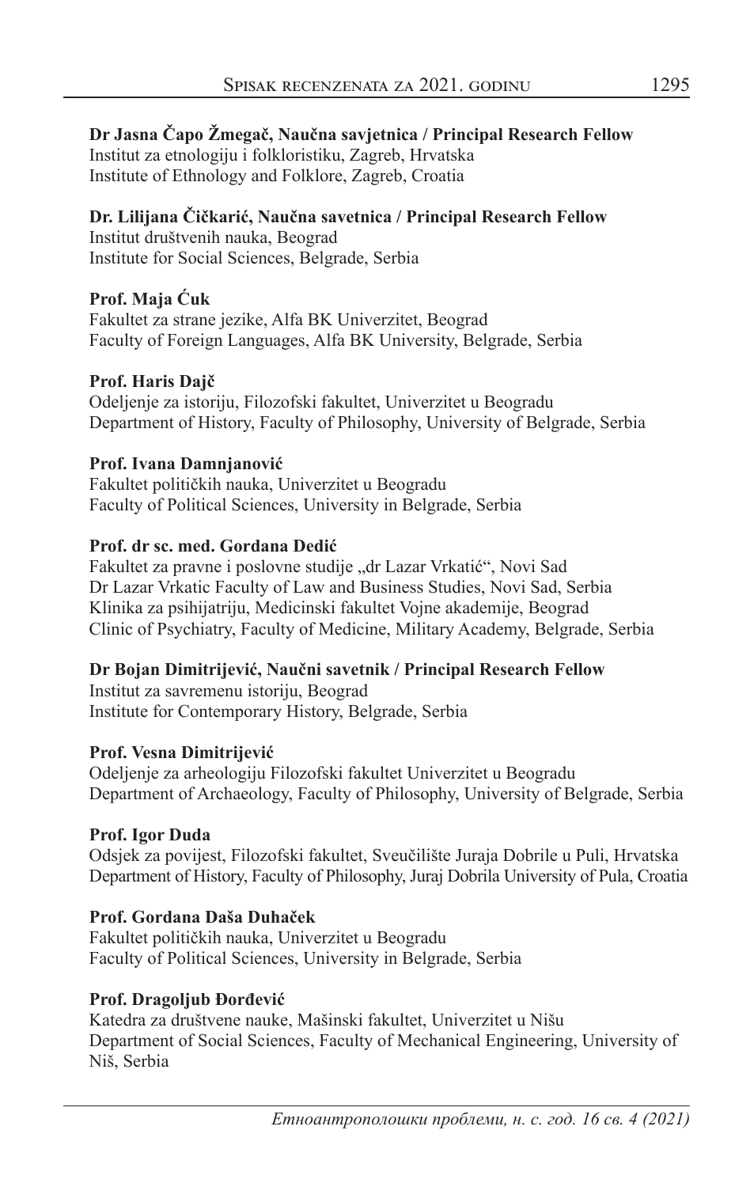**Dr Jasna Čapo Žmegač, Naučna savjetnica / Principal Research Fellow**
Institut za etnologiju i folkloristiku, Zagreb, Hrvatska
Institute of Ethnology and Folklore, Zagreb, Croatia

**Dr. Lilijana Čičkarić, Naučna savetnica / Principal Research Fellow**
Institut društvenih nauka, Beograd
Institute for Social Sciences, Belgrade, Serbia

**Prof. Maja Ćuk**
Fakultet za strane jezike, Alfa BK Univerzitet, Beograd
Faculty of Foreign Languages, Alfa BK University, Belgrade, Serbia

**Prof. Haris Dajč**
Odeljenje za istoriju, Filozofski fakultet, Univerzitet u Beogradu
Department of History, Faculty of Philosophy, University of Belgrade, Serbia

**Prof. Ivana Damnjanović**
Fakultet političkih nauka, Univerzitet u Beogradu
Faculty of Political Sciences, University in Belgrade, Serbia

**Prof. dr sc. med. Gordana Dedić**
Fakultet za pravne i poslovne studije „dr Lazar Vrkatić", Novi Sad
Dr Lazar Vrkatic Faculty of Law and Business Studies, Novi Sad, Serbia
Klinika za psihijatriju, Medicinski fakultet Vojne akademije, Beograd
Clinic of Psychiatry, Faculty of Medicine, Military Academy, Belgrade, Serbia

**Dr Bojan Dimitrijević, Naučni savetnik / Principal Research Fellow**
Institut za savremenu istoriju, Beograd
Institute for Contemporary History, Belgrade, Serbia

**Prof. Vesna Dimitrijević**
Odeljenje za arheologiju Filozofski fakultet Univerzitet u Beogradu
Department of Archaeology, Faculty of Philosophy, University of Belgrade, Serbia

**Prof. Igor Duda**
Odsjek za povijest, Filozofski fakultet, Sveučilište Juraja Dobrile u Puli, Hrvatska
Department of History, Faculty of Philosophy, Juraj Dobrila University of Pula, Croatia

**Prof. Gordana Daša Duhaček**
Fakultet političkih nauka, Univerzitet u Beogradu
Faculty of Political Sciences, University in Belgrade, Serbia

**Prof. Dragoljub Đorđević**
Katedra za društvene nauke, Mašinski fakultet, Univerzitet u Nišu
Department of Social Sciences, Faculty of Mechanical Engineering, University of Niš, Serbia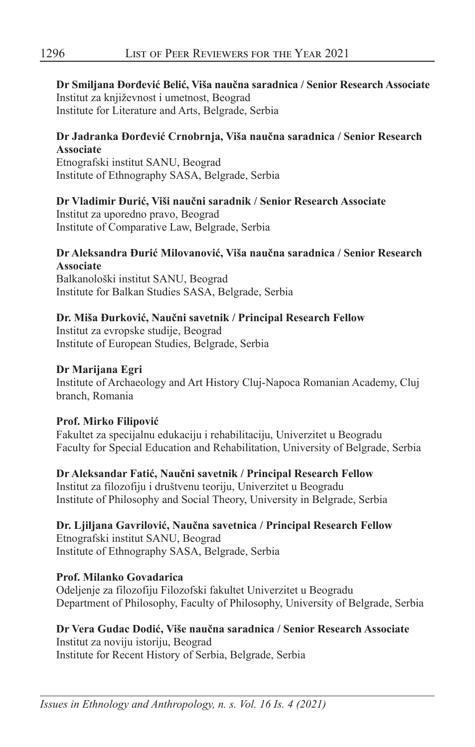**Dr Smiljana Đorđević Belić, Viša naučna saradnica / Senior Research Associate**
Institut za književnost i umetnost, Beograd
Institute for Literature and Arts, Belgrade, Serbia

**Dr Jadranka Đorđević Crnobrnja, Viša naučna saradnica / Senior Research Associate**
Etnografski institut SANU, Beograd
Institute of Ethnography SASA, Belgrade, Serbia

**Dr Vladimir Đurić, Viši naučni saradnik / Senior Research Associate**
Institut za uporedno pravo, Beograd
Institute of Comparative Law, Belgrade, Serbia

**Dr Aleksandra Đurić Milovanović, Viša naučna saradnica / Senior Research Associate**
Balkanološki institut SANU, Beograd
Institute for Balkan Studies SASA, Belgrade, Serbia

**Dr. Miša Đurković, Naučni savetnik / Principal Research Fellow**
Institut za evropske studije, Beograd
Institute of European Studies, Belgrade, Serbia

**Dr Marijana Egri**
Institute of Archaeology and Art History Cluj-Napoca Romanian Academy, Cluj branch, Romania

**Prof. Mirko Filipović**
Fakultet za specijalnu edukaciju i rehabilitaciju, Univerzitet u Beogradu
Faculty for Special Education and Rehabilitation, University of Belgrade, Serbia

**Dr Aleksandar Fatić, Naučni savetnik / Principal Research Fellow**
Institut za filozofiju i društvenu teoriju, Univerzitet u Beogradu
Institute of Philosophy and Social Theory, University in Belgrade, Serbia

**Dr. Ljiljana Gavrilović, Naučna savetnica / Principal Research Fellow**
Etnografski institut SANU, Beograd
Institute of Ethnography SASA, Belgrade, Serbia

**Prof. Milanko Govadarica**
Odeljenje za filozofiju Filozofski fakultet Univerzitet u Beogradu
Department of Philosophy, Faculty of Philosophy, University of Belgrade, Serbia

**Dr Vera Gudac Dodić, Više naučna saradnica / Senior Research Associate**
Institut za noviju istoriju, Beograd
Institute for Recent History of Serbia, Belgrade, Serbia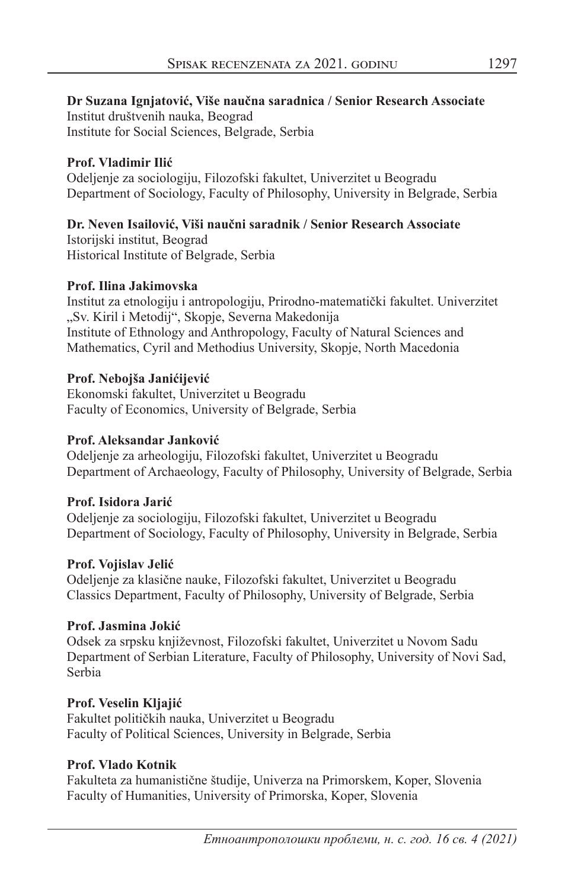**Dr Suzana Ignjatović, Više naučna saradnica / Senior Research Associate**
Institut društvenih nauka, Beograd
Institute for Social Sciences, Belgrade, Serbia

**Prof. Vladimir Ilić**
Odeljenje za sociologiju, Filozofski fakultet, Univerzitet u Beogradu
Department of Sociology, Faculty of Philosophy, University in Belgrade, Serbia

**Dr. Neven Isailović, Viši naučni saradnik / Senior Research Associate**
Istorijski institut, Beograd
Historical Institute of Belgrade, Serbia

**Prof. Ilina Jakimovska**
Institut za etnologiju i antropologiju, Prirodno-matematički fakultet. Univerzitet „Sv. Kiril i Metodij", Skopje, Severna Makedonija
Institute of Ethnology and Anthropology, Faculty of Natural Sciences and Mathematics, Cyril and Methodius University, Skopje, North Macedonia

**Prof. Nebojša Janićijević**
Ekonomski fakultet, Univerzitet u Beogradu
Faculty of Economics, University of Belgrade, Serbia

**Prof. Aleksandar Janković**
Odeljenje za arheologiju, Filozofski fakultet, Univerzitet u Beogradu
Department of Archaeology, Faculty of Philosophy, University of Belgrade, Serbia

**Prof. Isidora Jarić**
Odeljenje za sociologiju, Filozofski fakultet, Univerzitet u Beogradu
Department of Sociology, Faculty of Philosophy, University in Belgrade, Serbia

**Prof. Vojislav Jelić**
Odeljenje za klasične nauke, Filozofski fakultet, Univerzitet u Beogradu
Classics Department, Faculty of Philosophy, University of Belgrade, Serbia

**Prof. Jasmina Jokić**
Odsek za srpsku književnost, Filozofski fakultet, Univerzitet u Novom Sadu
Department of Serbian Literature, Faculty of Philosophy, University of Novi Sad, Serbia

**Prof. Veselin Kljajić**
Fakultet političkih nauka, Univerzitet u Beogradu
Faculty of Political Sciences, University in Belgrade, Serbia

**Prof. Vlado Kotnik**
Fakulteta za humanistične študije, Univerza na Primorskem, Koper, Slovenia
Faculty of Humanities, University of Primorska, Koper, Slovenia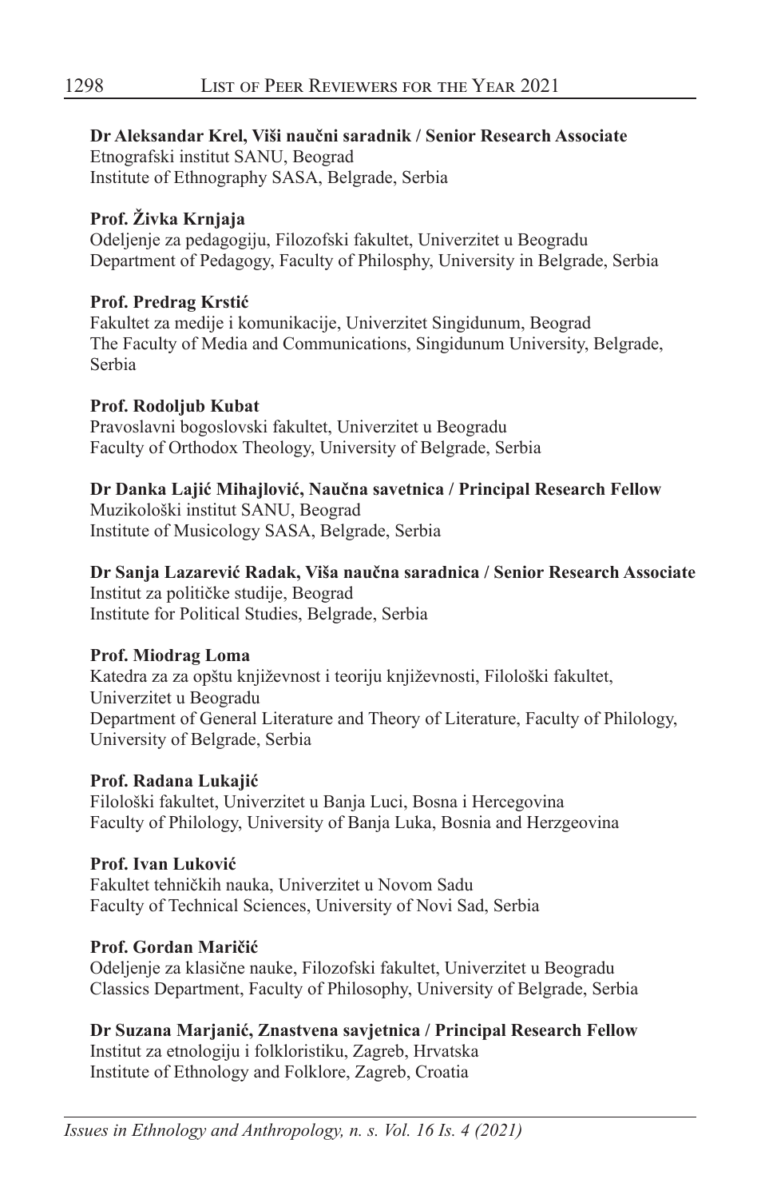**Dr Aleksandar Krel, Viši naučni saradnik / Senior Research Associate**
Etnografski institut SANU, Beograd
Institute of Ethnography SASA, Belgrade, Serbia

**Prof. Živka Krnjaja**
Odeljenje za pedagogiju, Filozofski fakultet, Univerzitet u Beogradu
Department of Pedagogy, Faculty of Philosphy, University in Belgrade, Serbia

**Prof. Predrag Krstić**
Fakultet za medije i komunikacije, Univerzitet Singidunum, Beograd
The Faculty of Media and Communications, Singidunum University, Belgrade, Serbia

**Prof. Rodoljub Kubat**
Pravoslavni bogoslovski fakultet, Univerzitet u Beogradu
Faculty of Orthodox Theology, University of Belgrade, Serbia

**Dr Danka Lajić Mihajlović, Naučna savetnica / Principal Research Fellow**
Muzikološki institut SANU, Beograd
Institute of Musicology SASA, Belgrade, Serbia

**Dr Sanja Lazarević Radak, Viša naučna saradnica / Senior Research Associate**
Institut za političke studije, Beograd
Institute for Political Studies, Belgrade, Serbia

**Prof. Miodrag Loma**
Katedra za za opštu književnost i teoriju književnosti, Filološki fakultet, Univerzitet u Beogradu
Department of General Literature and Theory of Literature, Faculty of Philology, University of Belgrade, Serbia

**Prof. Radana Lukajić**
Filološki fakultet, Univerzitet u Banja Luci, Bosna i Hercegovina
Faculty of Philology, University of Banja Luka, Bosnia and Herzgeovina

**Prof. Ivan Luković**
Fakultet tehničkih nauka, Univerzitet u Novom Sadu
Faculty of Technical Sciences, University of Novi Sad, Serbia

**Prof. Gordan Maričić**
Odeljenje za klasične nauke, Filozofski fakultet, Univerzitet u Beogradu
Classics Department, Faculty of Philosophy, University of Belgrade, Serbia

**Dr Suzana Marjanić, Znastvena savjetnica / Principal Research Fellow**
Institut za etnologiju i folkloristiku, Zagreb, Hrvatska
Institute of Ethnology and Folklore, Zagreb, Croatia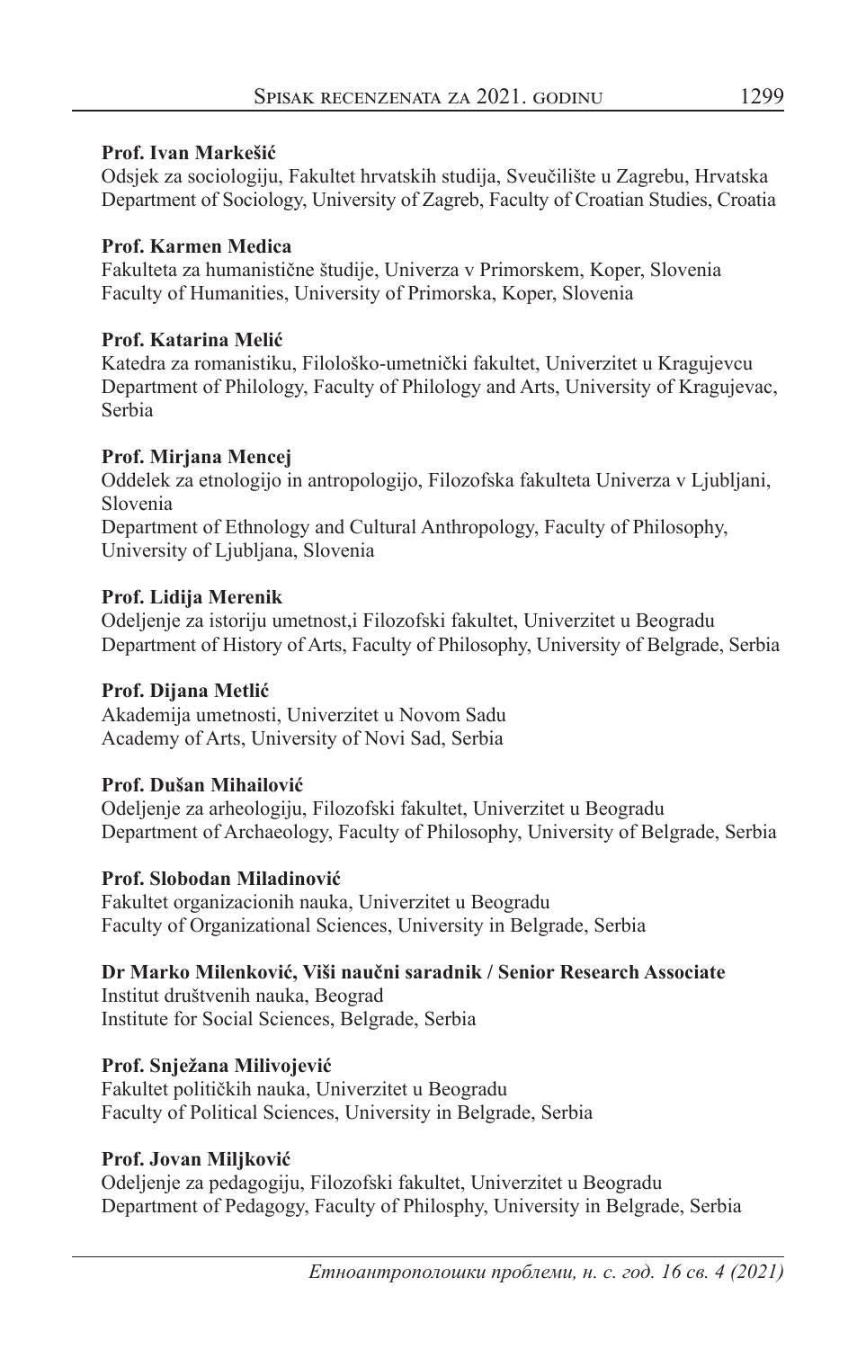**Prof. Ivan Markešić**
Odsjek za sociologiju, Fakultet hrvatskih studija, Sveučilište u Zagrebu, Hrvatska
Department of Sociology, University of Zagreb, Faculty of Croatian Studies, Croatia

**Prof. Karmen Medica**
Fakulteta za humanistične študije, Univerza v Primorskem, Koper, Slovenia
Faculty of Humanities, University of Primorska, Koper, Slovenia

**Prof. Katarina Melić**
Katedra za romanistiku, Filološko-umetnički fakultet, Univerzitet u Kragujevcu
Department of Philology, Faculty of Philology and Arts, University of Kragujevac, Serbia

**Prof. Mirjana Mencej**
Oddelek za etnologijo in antropologijo, Filozofska fakulteta Univerza v Ljubljani, Slovenia
Department of Ethnology and Cultural Anthropology, Faculty of Philosophy, University of Ljubljana, Slovenia

**Prof. Lidija Merenik**
Odeljenje za istoriju umetnost,i Filozofski fakultet, Univerzitet u Beogradu
Department of History of Arts, Faculty of Philosophy, University of Belgrade, Serbia

**Prof. Dijana Metlić**
Akademija umetnosti, Univerzitet u Novom Sadu
Academy of Arts, University of Novi Sad, Serbia

**Prof. Dušan Mihailović**
Odeljenje za arheologiju, Filozofski fakultet, Univerzitet u Beogradu
Department of Archaeology, Faculty of Philosophy, University of Belgrade, Serbia

**Prof. Slobodan Miladinović**
Fakultet organizacionih nauka, Univerzitet u Beogradu
Faculty of Organizational Sciences, University in Belgrade, Serbia

**Dr Marko Milenković, Viši naučni saradnik / Senior Research Associate**
Institut društvenih nauka, Beograd
Institute for Social Sciences, Belgrade, Serbia

**Prof. Snježana Milivojević**
Fakultet političkih nauka, Univerzitet u Beogradu
Faculty of Political Sciences, University in Belgrade, Serbia

**Prof. Jovan Miljković**
Odeljenje za pedagogiju, Filozofski fakultet, Univerzitet u Beogradu
Department of Pedagogy, Faculty of Philosphy, University in Belgrade, Serbia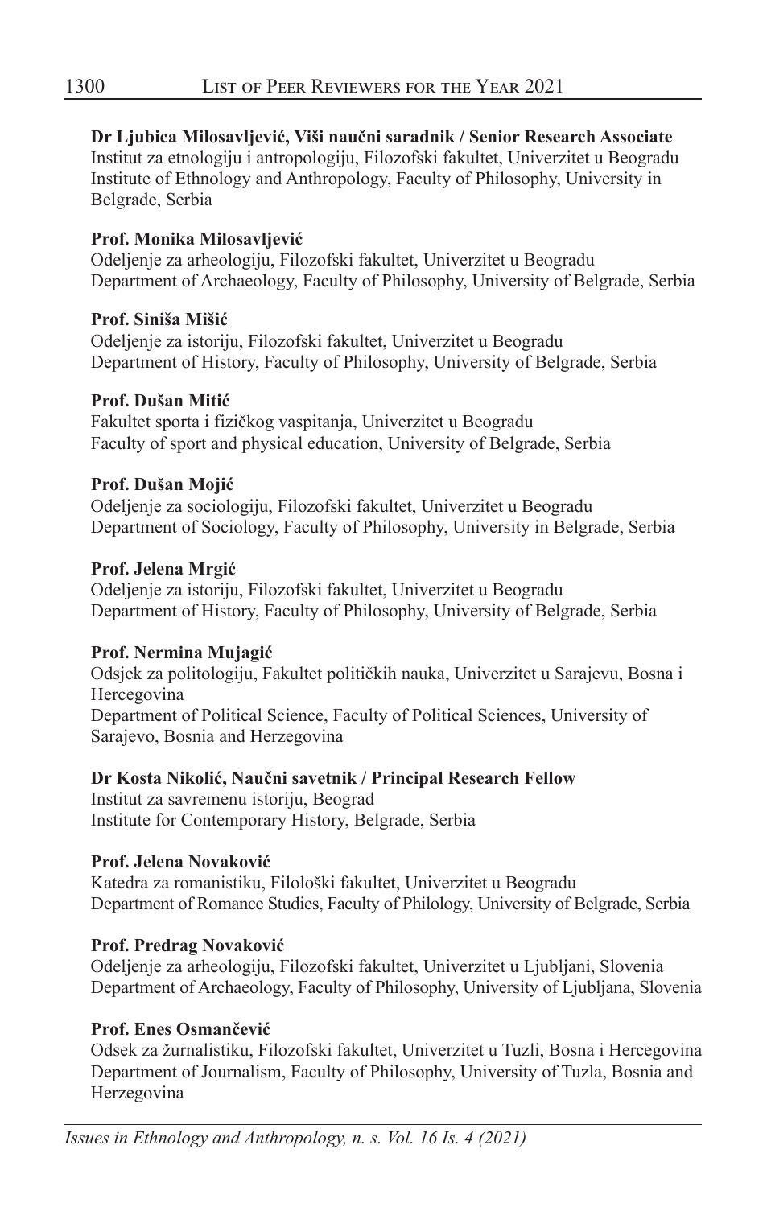**Dr Ljubica Milosavljević, Viši naučni saradnik / Senior Research Associate**
Institut za etnologiju i antropologiju, Filozofski fakultet, Univerzitet u Beogradu
Institute of Ethnology and Anthropology, Faculty of Philosophy, University in Belgrade, Serbia

**Prof. Monika Milosavljević**
Odeljenje za arheologiju, Filozofski fakultet, Univerzitet u Beogradu
Department of Archaeology, Faculty of Philosophy, University of Belgrade, Serbia

**Prof. Siniša Mišić**
Odeljenje za istoriju, Filozofski fakultet, Univerzitet u Beogradu
Department of History, Faculty of Philosophy, University of Belgrade, Serbia

**Prof. Dušan Mitić**
Fakultet sporta i fizičkog vaspitanja, Univerzitet u Beogradu
Faculty of sport and physical education, University of Belgrade, Serbia

**Prof. Dušan Mojić**
Odeljenje za sociologiju, Filozofski fakultet, Univerzitet u Beogradu
Department of Sociology, Faculty of Philosophy, University in Belgrade, Serbia

**Prof. Jelena Mrgić**
Odeljenje za istoriju, Filozofski fakultet, Univerzitet u Beogradu
Department of History, Faculty of Philosophy, University of Belgrade, Serbia

**Prof. Nermina Mujagić**
Odsjek za politologiju, Fakultet političkih nauka, Univerzitet u Sarajevu, Bosna i Hercegovina
Department of Political Science, Faculty of Political Sciences, University of Sarajevo, Bosnia and Herzegovina

**Dr Kosta Nikolić, Naučni savetnik / Principal Research Fellow**
Institut za savremenu istoriju, Beograd
Institute for Contemporary History, Belgrade, Serbia

**Prof. Jelena Novaković**
Katedra za romanistiku, Filološki fakultet, Univerzitet u Beogradu
Department of Romance Studies, Faculty of Philology, University of Belgrade, Serbia

**Prof. Predrag Novaković**
Odeljenje za arheologiju, Filozofski fakultet, Univerzitet u Ljubljani, Slovenia
Department of Archaeology, Faculty of Philosophy, University of Ljubljana, Slovenia

**Prof. Enes Osmančević**
Odsek za žurnalistiku, Filozofski fakultet, Univerzitet u Tuzli, Bosna i Hercegovina
Department of Journalism, Faculty of Philosophy, University of Tuzla, Bosnia and Herzegovina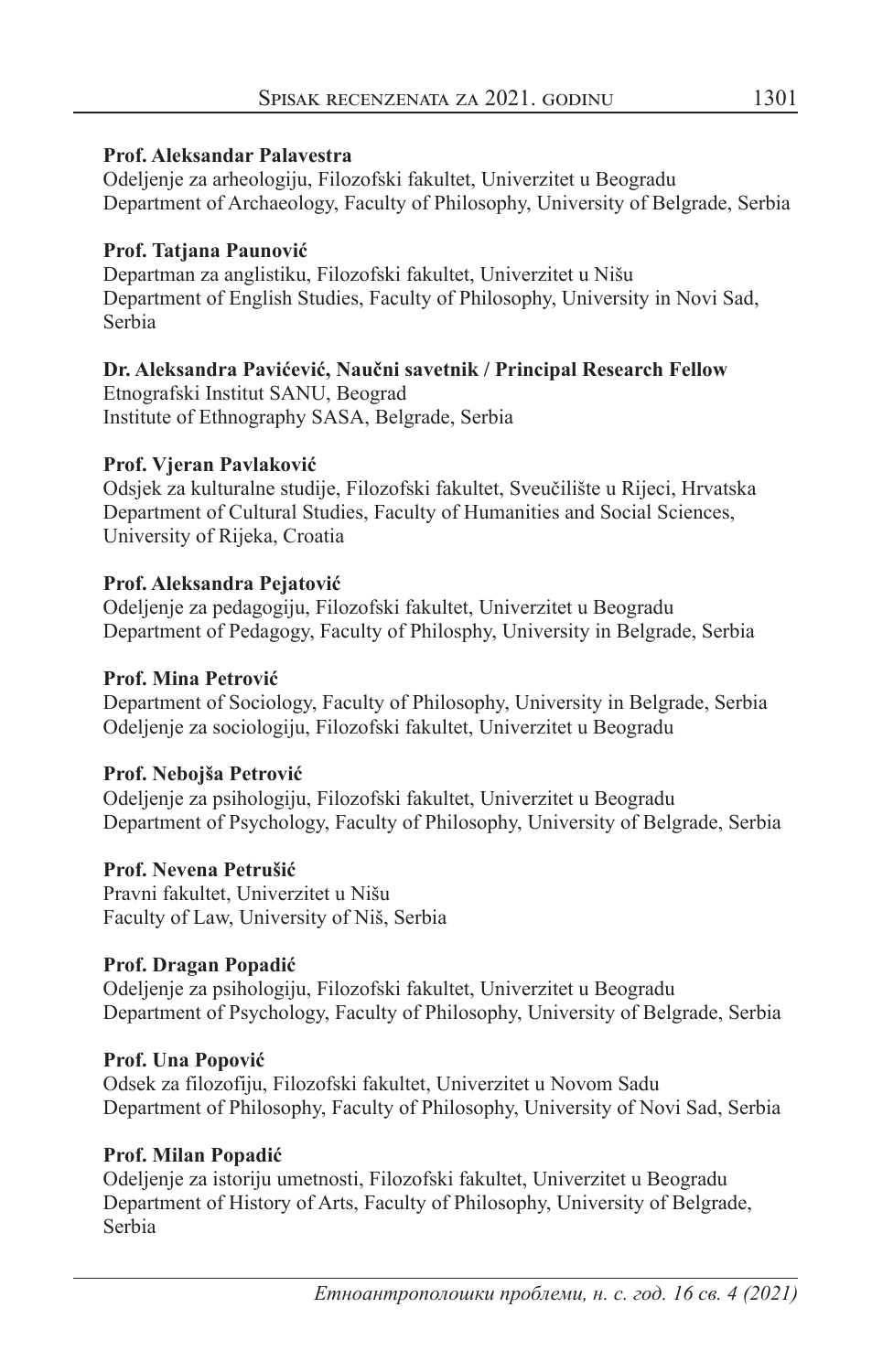**Prof. Aleksandar Palavestra**
Odeljenje za arheologiju, Filozofski fakultet, Univerzitet u Beogradu
Department of Archaeology, Faculty of Philosophy, University of Belgrade, Serbia

**Prof. Tatjana Paunović**
Departman za anglistiku, Filozofski fakultet, Univerzitet u Nišu
Department of English Studies, Faculty of Philosophy, University in Novi Sad, Serbia

**Dr. Aleksandra Pavićević, Naučni savetnik / Principal Research Fellow**
Etnografski Institut SANU, Beograd
Institute of Ethnography SASA, Belgrade, Serbia

**Prof. Vjeran Pavlaković**
Odsjek za kulturalne studije, Filozofski fakultet, Sveučilište u Rijeci, Hrvatska
Department of Cultural Studies, Faculty of Humanities and Social Sciences, University of Rijeka, Croatia

**Prof. Aleksandra Pejatović**
Odeljenje za pedagogiju, Filozofski fakultet, Univerzitet u Beogradu
Department of Pedagogy, Faculty of Philosphy, University in Belgrade, Serbia

**Prof. Mina Petrović**
Department of Sociology, Faculty of Philosophy, University in Belgrade, Serbia
Odeljenje za sociologiju, Filozofski fakultet, Univerzitet u Beogradu

**Prof. Nebojša Petrović**
Odeljenje za psihologiju, Filozofski fakultet, Univerzitet u Beogradu
Department of Psychology, Faculty of Philosophy, University of Belgrade, Serbia

**Prof. Nevena Petrušić**
Pravni fakultet, Univerzitet u Nišu
Faculty of Law, University of Niš, Serbia

**Prof. Dragan Popadić**
Odeljenje za psihologiju, Filozofski fakultet, Univerzitet u Beogradu
Department of Psychology, Faculty of Philosophy, University of Belgrade, Serbia

**Prof. Una Popović**
Odsek za filozofiju, Filozofski fakultet, Univerzitet u Novom Sadu
Department of Philosophy, Faculty of Philosophy, University of Novi Sad, Serbia

**Prof. Milan Popadić**
Odeljenje za istoriju umetnosti, Filozofski fakultet, Univerzitet u Beogradu
Department of History of Arts, Faculty of Philosophy, University of Belgrade, Serbia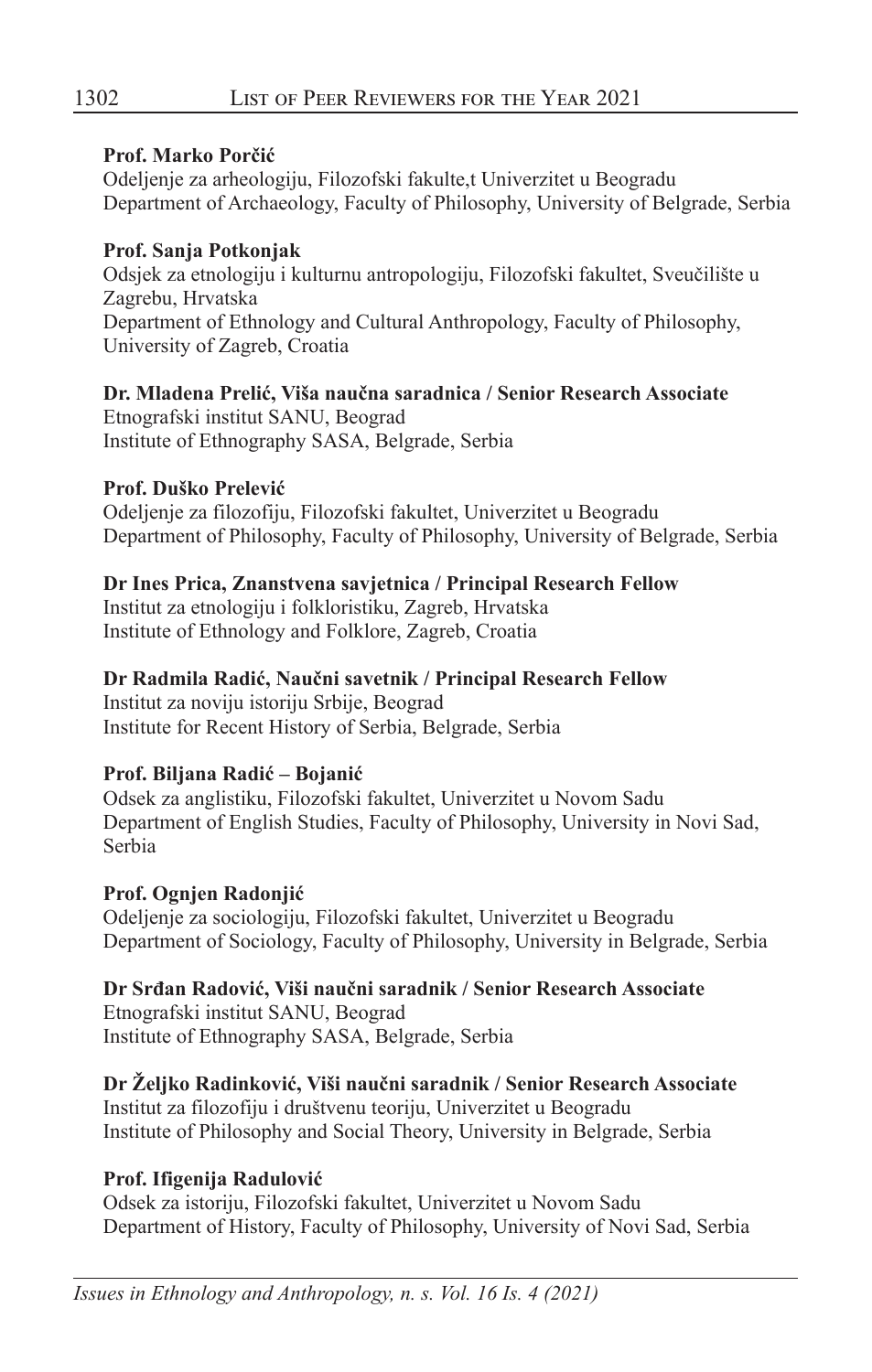**Prof. Marko Porčić**
Odeljenje za arheologiju, Filozofski fakulte,t Univerzitet u Beogradu
Department of Archaeology, Faculty of Philosophy, University of Belgrade, Serbia

**Prof. Sanja Potkonjak**
Odsjek za etnologiju i kulturnu antropologiju, Filozofski fakultet, Sveučilište u Zagrebu, Hrvatska
Department of Ethnology and Cultural Anthropology, Faculty of Philosophy, University of Zagreb, Croatia

**Dr. Mladena Prelić, Viša naučna saradnica / Senior Research Associate**
Etnografski institut SANU, Beograd
Institute of Ethnography SASA, Belgrade, Serbia

**Prof. Duško Prelević**
Odeljenje za filozofiju, Filozofski fakultet, Univerzitet u Beogradu
Department of Philosophy, Faculty of Philosophy, University of Belgrade, Serbia

**Dr Ines Prica, Znanstvena savjetnica / Principal Research Fellow**
Institut za etnologiju i folkloristiku, Zagreb, Hrvatska
Institute of Ethnology and Folklore, Zagreb, Croatia

**Dr Radmila Radić, Naučni savetnik / Principal Research Fellow**
Institut za noviju istoriju Srbije, Beograd
Institute for Recent History of Serbia, Belgrade, Serbia

**Prof. Biljana Radić – Bojanić**
Odsek za anglistiku, Filozofski fakultet, Univerzitet u Novom Sadu
Department of English Studies, Faculty of Philosophy, University in Novi Sad, Serbia

**Prof. Ognjen Radonjić**
Odeljenje za sociologiju, Filozofski fakultet, Univerzitet u Beogradu
Department of Sociology, Faculty of Philosophy, University in Belgrade, Serbia

**Dr Srđan Radović, Viši naučni saradnik / Senior Research Associate**
Etnografski institut SANU, Beograd
Institute of Ethnography SASA, Belgrade, Serbia

**Dr Željko Radinković, Viši naučni saradnik / Senior Research Associate**
Institut za filozofiju i društvenu teoriju, Univerzitet u Beogradu
Institute of Philosophy and Social Theory, University in Belgrade, Serbia

**Prof. Ifigenija Radulović**
Odsek za istoriju, Filozofski fakultet, Univerzitet u Novom Sadu
Department of History, Faculty of Philosophy, University of Novi Sad, Serbia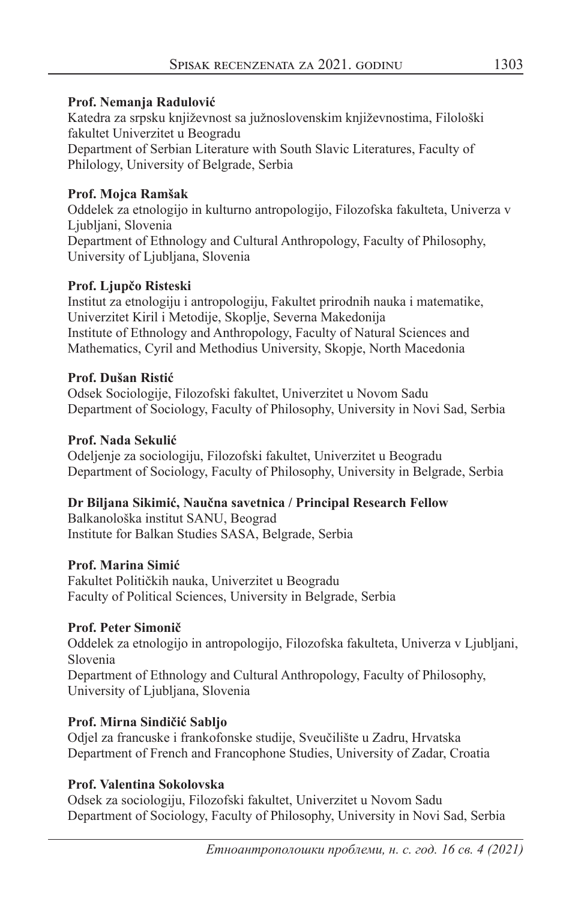**Prof. Nemanja Radulović**
Katedra za srpsku književnost sa južnoslovenskim književnostima, Filološki fakultet Univerzitet u Beogradu
Department of Serbian Literature with South Slavic Literatures, Faculty of Philology, University of Belgrade, Serbia

**Prof. Mojca Ramšak**
Oddelek za etnologijo in kulturno antropologijo, Filozofska fakulteta, Univerza v Ljubljani, Slovenia
Department of Ethnology and Cultural Anthropology, Faculty of Philosophy, University of Ljubljana, Slovenia

**Prof. Ljupčo Risteski**
Institut za etnologiju i antropologiju, Fakultet prirodnih nauka i matematike, Univerzitet Kiril i Metodije, Skoplje, Severna Makedonija
Institute of Ethnology and Anthropology, Faculty of Natural Sciences and Mathematics, Cyril and Methodius University, Skopje, North Macedonia

**Prof. Dušan Ristić**
Odsek Sociologije, Filozofski fakultet, Univerzitet u Novom Sadu
Department of Sociology, Faculty of Philosophy, University in Novi Sad, Serbia

**Prof. Nada Sekulić**
Odeljenje za sociologiju, Filozofski fakultet, Univerzitet u Beogradu
Department of Sociology, Faculty of Philosophy, University in Belgrade, Serbia

**Dr Biljana Sikimić, Naučna savetnica / Principal Research Fellow**
Balkanološka institut SANU, Beograd
Institute for Balkan Studies SASA, Belgrade, Serbia

**Prof. Marina Simić**
Fakultet Političkih nauka, Univerzitet u Beogradu
Faculty of Political Sciences, University in Belgrade, Serbia

**Prof. Peter Simonič**
Oddelek za etnologijo in antropologijo, Filozofska fakulteta, Univerza v Ljubljani, Slovenia
Department of Ethnology and Cultural Anthropology, Faculty of Philosophy, University of Ljubljana, Slovenia

**Prof. Mirna Sindičić Sabljo**
Odjel za francuske i frankofonske studije, Sveučilište u Zadru, Hrvatska
Department of French and Francophone Studies, University of Zadar, Croatia

**Prof. Valentina Sokolovska**
Odsek za sociologiju, Filozofski fakultet, Univerzitet u Novom Sadu
Department of Sociology, Faculty of Philosophy, University in Novi Sad, Serbia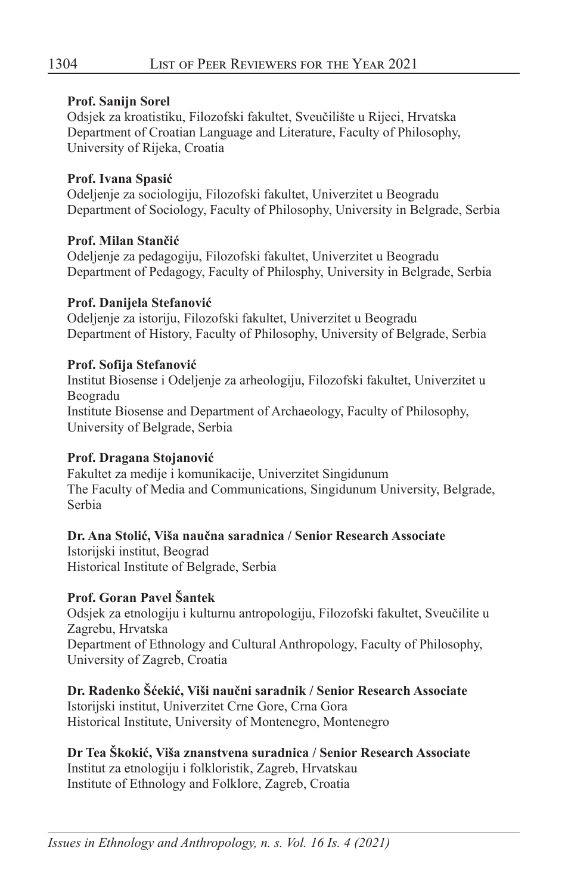**Prof. Sanijn Sorel**
Odsjek za kroatistiku, Filozofski fakultet, Sveučilište u Rijeci, Hrvatska
Department of Croatian Language and Literature, Faculty of Philosophy, University of Rijeka, Croatia

**Prof. Ivana Spasić**
Odeljenje za sociologiju, Filozofski fakultet, Univerzitet u Beogradu
Department of Sociology, Faculty of Philosophy, University in Belgrade, Serbia

**Prof. Milan Stančić**
Odeljenje za pedagogiju, Filozofski fakultet, Univerzitet u Beogradu
Department of Pedagogy, Faculty of Philosphy, University in Belgrade, Serbia

**Prof. Danijela Stefanović**
Odeljenje za istoriju, Filozofski fakultet, Univerzitet u Beogradu
Department of History, Faculty of Philosophy, University of Belgrade, Serbia

**Prof. Sofija Stefanović**
Institut Biosense i Odeljenje za arheologiju, Filozofski fakultet, Univerzitet u Beogradu
Institute Biosense and Department of Archaeology, Faculty of Philosophy, University of Belgrade, Serbia

**Prof. Dragana Stojanović**
Fakultet za medije i komunikacije, Univerzitet Singidunum
The Faculty of Media and Communications, Singidunum University, Belgrade, Serbia

**Dr. Ana Stolić, Viša naučna saradnica / Senior Research Associate**
Istorijski institut, Beograd
Historical Institute of Belgrade, Serbia

**Prof. Goran Pavel Šantek**
Odsjek za etnologiju i kulturnu antropologiju, Filozofski fakultet, Sveučilite u Zagrebu, Hrvatska
Department of Ethnology and Cultural Anthropology, Faculty of Philosophy, University of Zagreb, Croatia

**Dr. Radenko Šćekić, Viši naučni saradnik / Senior Research Associate**
Istorijski institut, Univerzitet Crne Gore, Crna Gora
Historical Institute, University of Montenegro, Montenegro

**Dr Tea Škokić, Viša znanstvena suradnica / Senior Research Associate**
Institut za etnologiju i folkloristik, Zagreb, Hrvatskau
Institute of Ethnology and Folklore, Zagreb, Croatia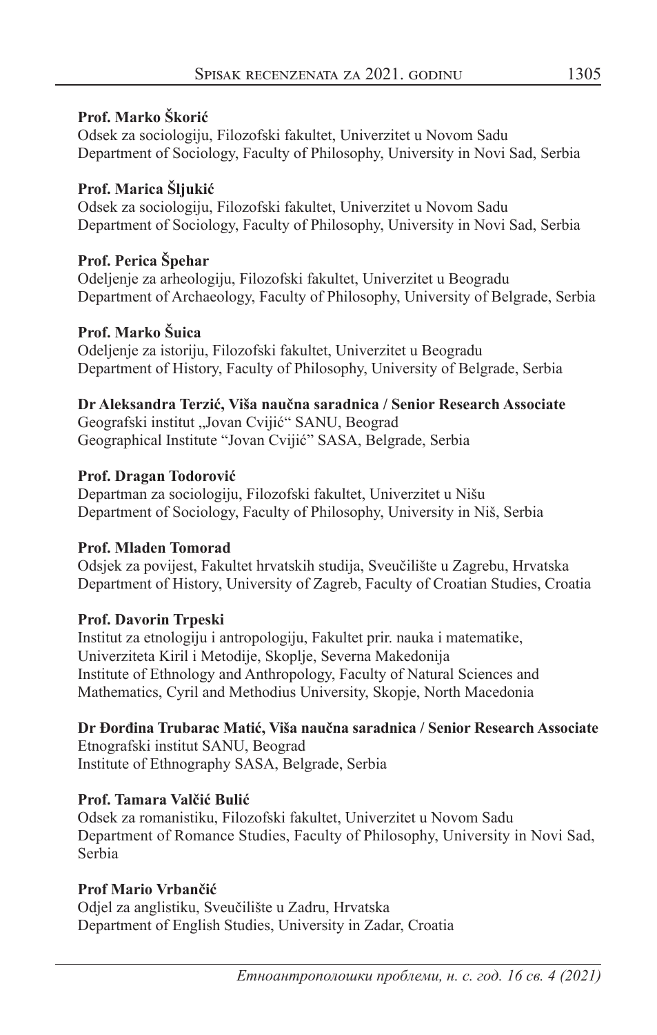**Prof. Marko Škorić**
Odsek za sociologiju, Filozofski fakultet, Univerzitet u Novom Sadu
Department of Sociology, Faculty of Philosophy, University in Novi Sad, Serbia

**Prof. Marica Šljukić**
Odsek za sociologiju, Filozofski fakultet, Univerzitet u Novom Sadu
Department of Sociology, Faculty of Philosophy, University in Novi Sad, Serbia

**Prof. Perica Špehar**
Odeljenje za arheologiju, Filozofski fakultet, Univerzitet u Beogradu
Department of Archaeology, Faculty of Philosophy, University of Belgrade, Serbia

**Prof. Marko Šuica**
Odeljenje za istoriju, Filozofski fakultet, Univerzitet u Beogradu
Department of History, Faculty of Philosophy, University of Belgrade, Serbia

**Dr Aleksandra Terzić, Viša naučna saradnica / Senior Research Associate**
Geografski institut „Jovan Cvijić" SANU, Beograd
Geographical Institute "Jovan Cvijić" SASA, Belgrade, Serbia

**Prof. Dragan Todorović**
Departman za sociologiju, Filozofski fakultet, Univerzitet u Nišu
Department of Sociology, Faculty of Philosophy, University in Niš, Serbia

**Prof. Mladen Tomorad**
Odsjek za povijest, Fakultet hrvatskih studija, Sveučilište u Zagrebu, Hrvatska
Department of History, University of Zagreb, Faculty of Croatian Studies, Croatia

**Prof. Davorin Trpeski**
Institut za etnologiju i antropologiju, Fakultet prir. nauka i matematike, Univerziteta Kiril i Metodije, Skoplje, Severna Makedonija
Institute of Ethnology and Anthropology, Faculty of Natural Sciences and Mathematics, Cyril and Methodius University, Skopje, North Macedonia

**Dr Đorđina Trubarac Matić, Viša naučna saradnica / Senior Research Associate**
Etnografski institut SANU, Beograd
Institute of Ethnography SASA, Belgrade, Serbia

**Prof. Tamara Valčić Bulić**
Odsek za romanistiku, Filozofski fakultet, Univerzitet u Novom Sadu
Department of Romance Studies, Faculty of Philosophy, University in Novi Sad, Serbia

**Prof Mario Vrbančić**
Odjel za anglistiku, Sveučilište u Zadru, Hrvatska
Department of English Studies, University in Zadar, Croatia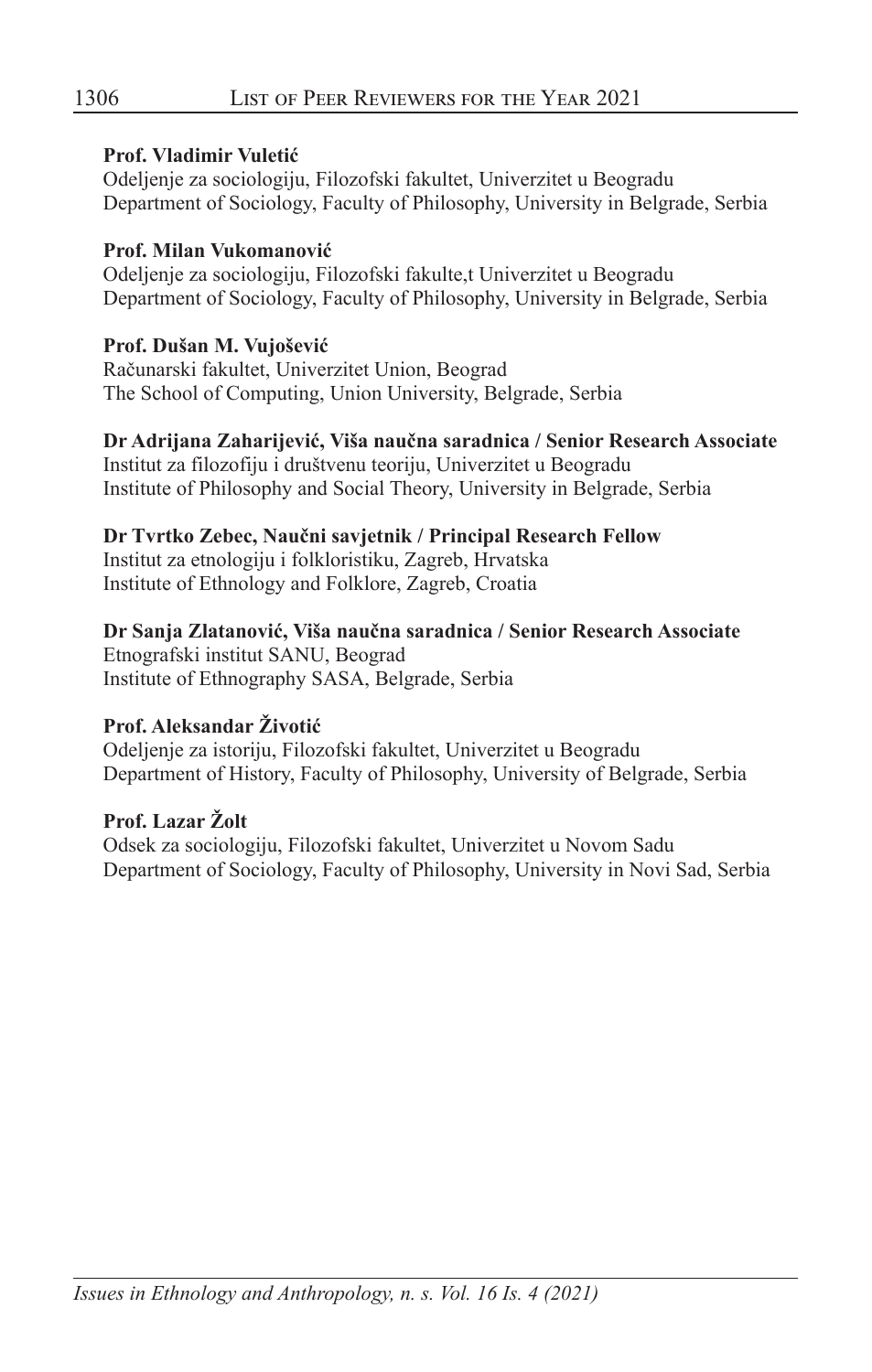**Prof. Vladimir Vuletić**
Odeljenje za sociologiju, Filozofski fakultet, Univerzitet u Beogradu
Department of Sociology, Faculty of Philosophy, University in Belgrade, Serbia

**Prof. Milan Vukomanović**
Odeljenje za sociologiju, Filozofski fakulte,t Univerzitet u Beogradu
Department of Sociology, Faculty of Philosophy, University in Belgrade, Serbia

**Prof. Dušan M. Vujošević**
Računarski fakultet, Univerzitet Union, Beograd
The School of Computing, Union University, Belgrade, Serbia

**Dr Adrijana Zaharijević, Viša naučna saradnica / Senior Research Associate**
Institut za filozofiju i društvenu teoriju, Univerzitet u Beogradu
Institute of Philosophy and Social Theory, University in Belgrade, Serbia

**Dr Tvrtko Zebec, Naučni savjetnik / Principal Research Fellow**
Institut za etnologiju i folkloristiku, Zagreb, Hrvatska
Institute of Ethnology and Folklore, Zagreb, Croatia

**Dr Sanja Zlatanović, Viša naučna saradnica / Senior Research Associate**
Etnografski institut SANU, Beograd
Institute of Ethnography SASA, Belgrade, Serbia

**Prof. Aleksandar Životić**
Odeljenje za istoriju, Filozofski fakultet, Univerzitet u Beogradu
Department of History, Faculty of Philosophy, University of Belgrade, Serbia

**Prof. Lazar Žolt**
Odsek za sociologiju, Filozofski fakultet, Univerzitet u Novom Sadu
Department of Sociology, Faculty of Philosophy, University in Novi Sad, Serbia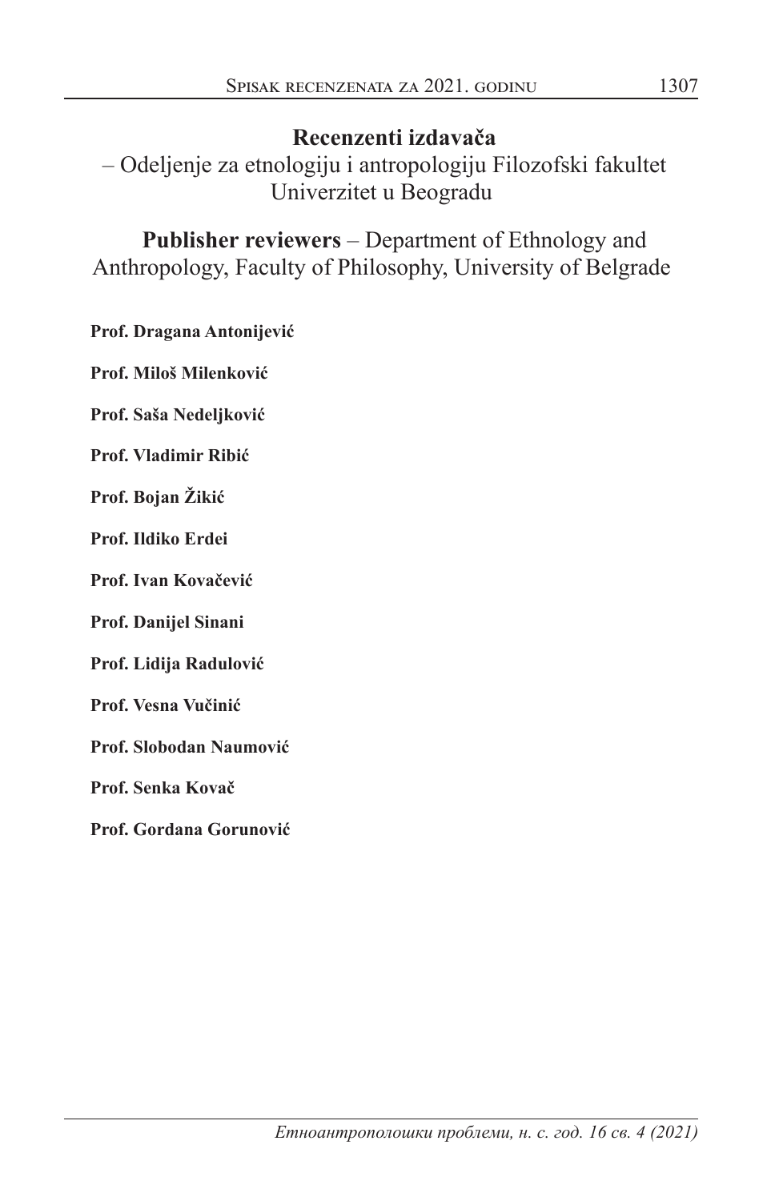**Recenzenti izdavača**
– Odeljenje za etnologiju i antropologiju Filozofski fakultet Univerzitet u Beogradu

**Publisher reviewers** – Department of Ethnology and Anthropology, Faculty of Philosophy, University of Belgrade

**Prof. Dragana Antonijević**

**Prof. Miloš Milenković**

**Prof. Saša Nedeljković**

**Prof. Vladimir Ribić**

**Prof. Bojan Žikić**

**Prof. Ildiko Erdei**

**Prof. Ivan Kovačević**

**Prof. Danijel Sinani**

**Prof. Lidija Radulović**

**Prof. Vesna Vučinić**

**Prof. Slobodan Naumović**

**Prof. Senka Kovač**

**Prof. Gordana Gorunović**